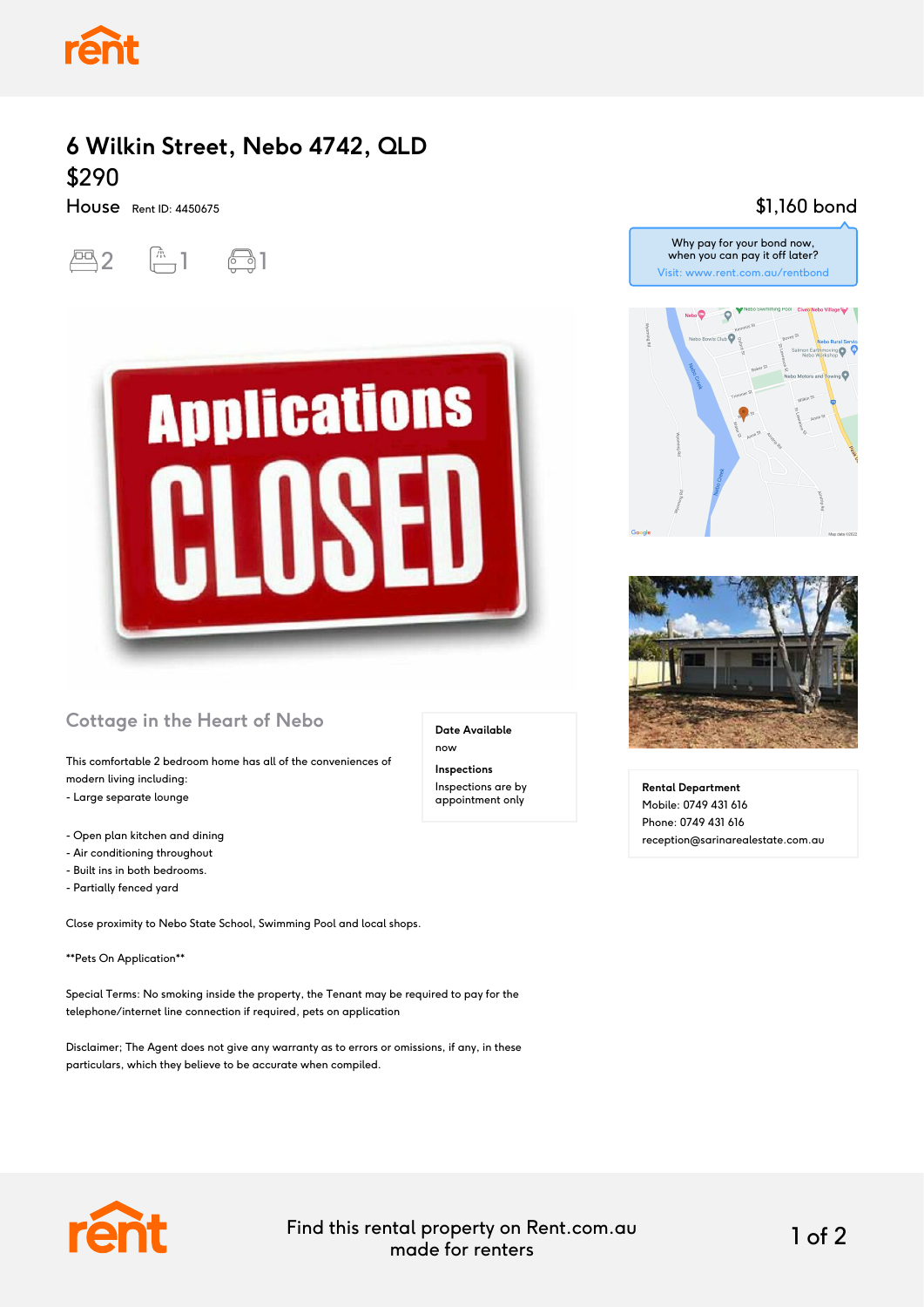# 6 Wilkin Street, Nebo 4742, QLD

## $290

House Rent ID: 4450675

2 bedrooms, 1 bathroom, 1 car space

$1,160 bond

Why pay for your bond now, when you can pay it off later?
Visit: www.rent.com.au/rentbond

## Cottage in the Heart of Nebo

This comfortable 2 bedroom home has all of the conveniences of modern living including:
- Large separate lounge

- Open plan kitchen and dining
- Air conditioning throughout
- Built ins in both bedrooms.
- Partially fenced yard

Close proximity to Nebo State School, Swimming Pool and local shops.

**Pets On Application**

Special Terms: No smoking inside the property, the Tenant may be required to pay for the telephone/internet line connection if required, pets on application

Disclaimer; The Agent does not give any warranty as to errors or omissions, if any, in these particulars, which they believe to be accurate when compiled.

**Date Available**
now

**Inspections**
Inspections are by appointment only

**Rental Department**
Mobile: 0749 431 616
Phone: 0749 431 616
reception@sarinarealestate.com.au

Find this rental property on Rent.com.au made for renters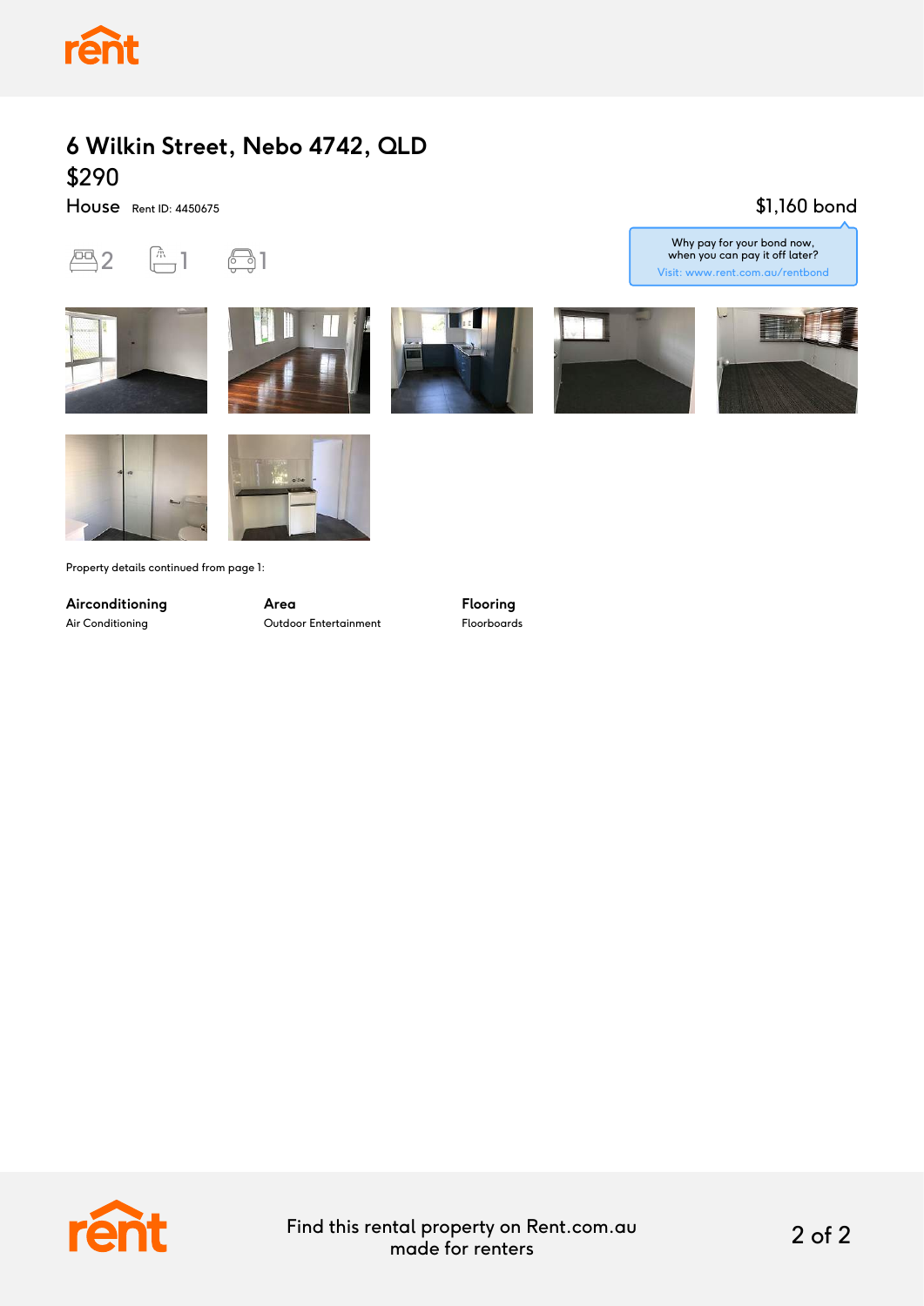# 6 Wilkin Street, Nebo 4742, QLD

## $290

House Rent ID: 4450675

$1,160 bond

Why pay for your bond now, when you can pay it off later?
Visit: www.rent.com.au/rentbond

2 1 1

Property details continued from page 1:

| | | |
|---|---|---|
| **Airconditioning** | **Area** | **Flooring** |
| Air Conditioning | Outdoor Entertainment | Floorboards |

Find this rental property on Rent.com.au made for renters